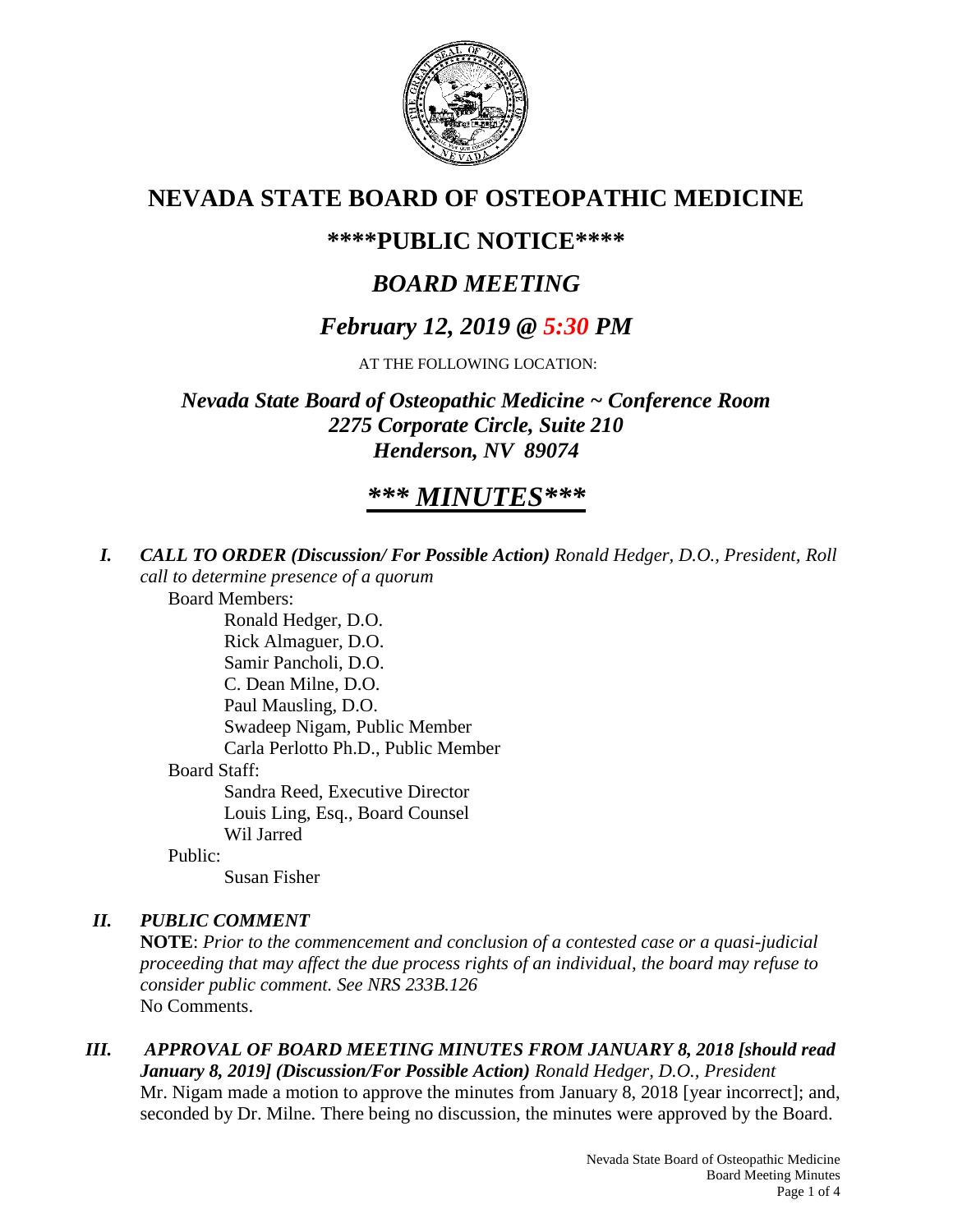# NEVADA STATE BOARD OF OSTEOPATHIC MEDICINE

## \*\*\*\*PUBLIC NOTICE\*\*\*\*

## *BOARD MEETING*

## *February 12, 2019 @ 5:30 PM*

AT THE FOLLOWING LOCATION:

***Nevada State Board of Osteopathic Medicine ~ Conference Room***
***2275 Corporate Circle, Suite 210***
***Henderson, NV 89074***

## ***\*\*\* MINUTES\*\*\****

***I. CALL TO ORDER (Discussion/ For Possible Action)*** *Ronald Hedger, D.O., President, Roll call to determine presence of a quorum*

Board Members:

- Ronald Hedger, D.O.
- Rick Almaguer, D.O.
- Samir Pancholi, D.O.
- C. Dean Milne, D.O.
- Paul Mausling, D.O.
- Swadeep Nigam, Public Member
- Carla Perlotto Ph.D., Public Member

Board Staff:

- Sandra Reed, Executive Director
- Louis Ling, Esq., Board Counsel
- Wil Jarred

Public:

- Susan Fisher

***II. PUBLIC COMMENT***

**NOTE**: *Prior to the commencement and conclusion of a contested case or a quasi-judicial proceeding that may affect the due process rights of an individual, the board may refuse to consider public comment. See NRS 233B.126*

No Comments.

***III. APPROVAL OF BOARD MEETING MINUTES FROM JANUARY 8, 2018 [should read January 8, 2019] (Discussion/For Possible Action)*** *Ronald Hedger, D.O., President*

Mr. Nigam made a motion to approve the minutes from January 8, 2018 [year incorrect]; and, seconded by Dr. Milne. There being no discussion, the minutes were approved by the Board.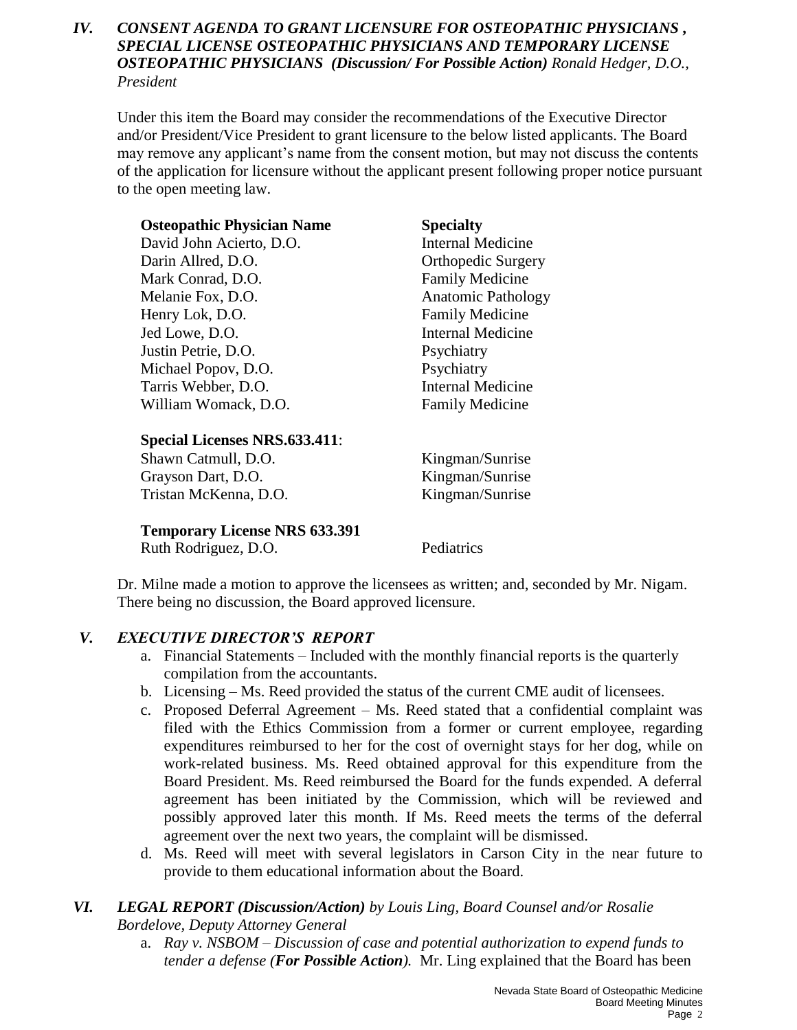## *IV. CONSENT AGENDA TO GRANT LICENSURE FOR OSTEOPATHIC PHYSICIANS , SPECIAL LICENSE OSTEOPATHIC PHYSICIANS AND TEMPORARY LICENSE OSTEOPATHIC PHYSICIANS (Discussion/ For Possible Action)* *Ronald Hedger, D.O., President*

Under this item the Board may consider the recommendations of the Executive Director and/or President/Vice President to grant licensure to the below listed applicants. The Board may remove any applicant's name from the consent motion, but may not discuss the contents of the application for licensure without the applicant present following proper notice pursuant to the open meeting law.

| **Osteopathic Physician Name** | **Specialty** |
|---|---|
| David John Acierto, D.O. | Internal Medicine |
| Darin Allred, D.O. | Orthopedic Surgery |
| Mark Conrad, D.O. | Family Medicine |
| Melanie Fox, D.O. | Anatomic Pathology |
| Henry Lok, D.O. | Family Medicine |
| Jed Lowe, D.O. | Internal Medicine |
| Justin Petrie, D.O. | Psychiatry |
| Michael Popov, D.O. | Psychiatry |
| Tarris Webber, D.O. | Internal Medicine |
| William Womack, D.O. | Family Medicine |
| **Special Licenses NRS.633.411**: | |
| Shawn Catmull, D.O. | Kingman/Sunrise |
| Grayson Dart, D.O. | Kingman/Sunrise |
| Tristan McKenna, D.O. | Kingman/Sunrise |
| **Temporary License NRS 633.391** | |
| Ruth Rodriguez, D.O. | Pediatrics |

Dr. Milne made a motion to approve the licensees as written; and, seconded by Mr. Nigam. There being no discussion, the Board approved licensure.

## *V. EXECUTIVE DIRECTOR'S REPORT*

a. Financial Statements – Included with the monthly financial reports is the quarterly compilation from the accountants.

b. Licensing – Ms. Reed provided the status of the current CME audit of licensees.

c. Proposed Deferral Agreement – Ms. Reed stated that a confidential complaint was filed with the Ethics Commission from a former or current employee, regarding expenditures reimbursed to her for the cost of overnight stays for her dog, while on work-related business. Ms. Reed obtained approval for this expenditure from the Board President. Ms. Reed reimbursed the Board for the funds expended. A deferral agreement has been initiated by the Commission, which will be reviewed and possibly approved later this month. If Ms. Reed meets the terms of the deferral agreement over the next two years, the complaint will be dismissed.

d. Ms. Reed will meet with several legislators in Carson City in the near future to provide to them educational information about the Board.

## *VI. LEGAL REPORT (Discussion/Action)* *by Louis Ling, Board Counsel and/or Rosalie Bordelove, Deputy Attorney General*

a. *Ray v. NSBOM – Discussion of case and potential authorization to expend funds to tender a defense (**For Possible Action**).* Mr. Ling explained that the Board has been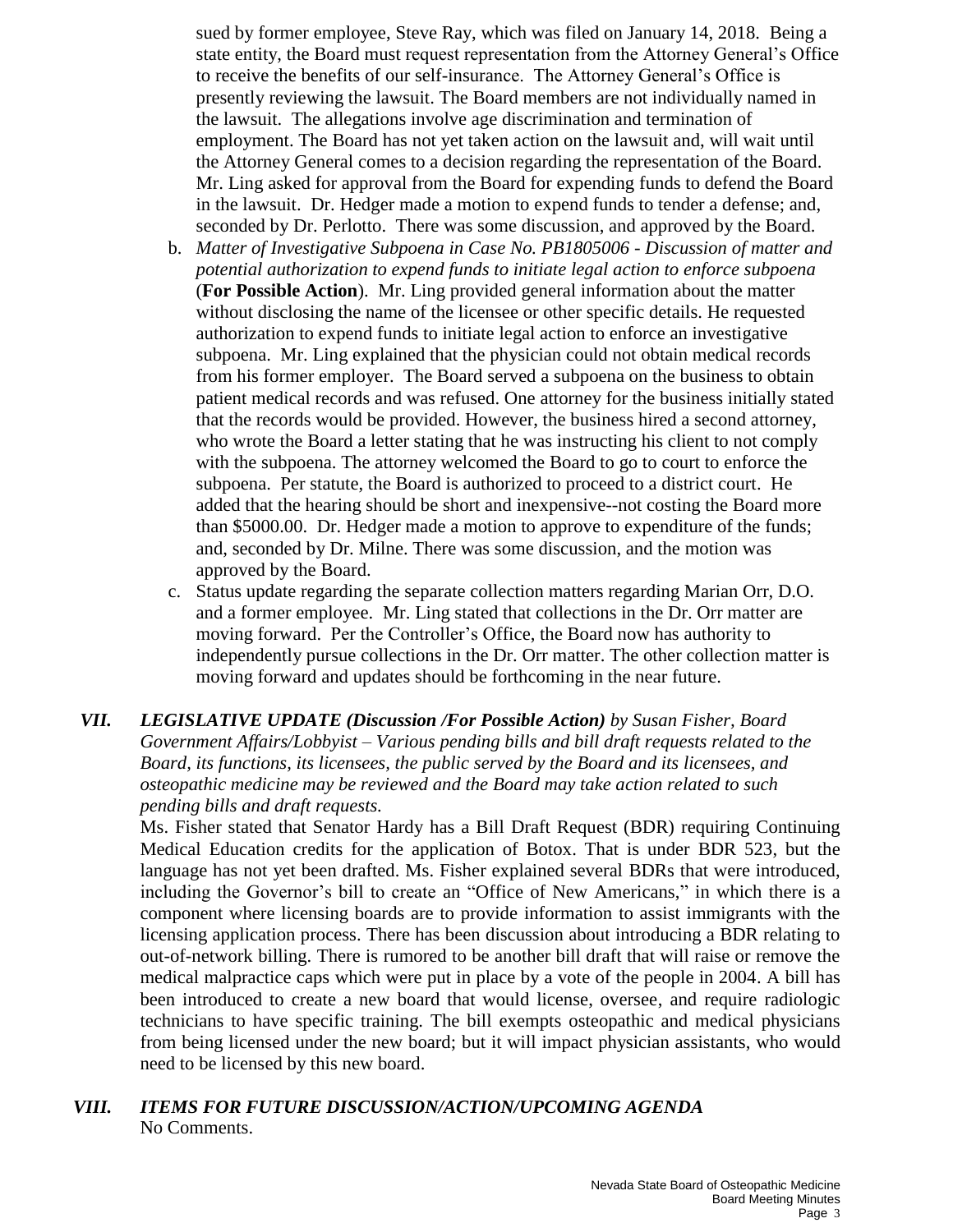sued by former employee, Steve Ray, which was filed on January 14, 2018. Being a state entity, the Board must request representation from the Attorney General's Office to receive the benefits of our self-insurance. The Attorney General's Office is presently reviewing the lawsuit. The Board members are not individually named in the lawsuit. The allegations involve age discrimination and termination of employment. The Board has not yet taken action on the lawsuit and, will wait until the Attorney General comes to a decision regarding the representation of the Board. Mr. Ling asked for approval from the Board for expending funds to defend the Board in the lawsuit. Dr. Hedger made a motion to expend funds to tender a defense; and, seconded by Dr. Perlotto. There was some discussion, and approved by the Board.

b. *Matter of Investigative Subpoena in Case No. PB1805006 - Discussion of matter and potential authorization to expend funds to initiate legal action to enforce subpoena* (**For Possible Action**). Mr. Ling provided general information about the matter without disclosing the name of the licensee or other specific details. He requested authorization to expend funds to initiate legal action to enforce an investigative subpoena. Mr. Ling explained that the physician could not obtain medical records from his former employer. The Board served a subpoena on the business to obtain patient medical records and was refused. One attorney for the business initially stated that the records would be provided. However, the business hired a second attorney, who wrote the Board a letter stating that he was instructing his client to not comply with the subpoena. The attorney welcomed the Board to go to court to enforce the subpoena. Per statute, the Board is authorized to proceed to a district court. He added that the hearing should be short and inexpensive--not costing the Board more than $5000.00. Dr. Hedger made a motion to approve to expenditure of the funds; and, seconded by Dr. Milne. There was some discussion, and the motion was approved by the Board.

c. Status update regarding the separate collection matters regarding Marian Orr, D.O. and a former employee. Mr. Ling stated that collections in the Dr. Orr matter are moving forward. Per the Controller's Office, the Board now has authority to independently pursue collections in the Dr. Orr matter. The other collection matter is moving forward and updates should be forthcoming in the near future.

## *VII. LEGISLATIVE UPDATE (Discussion /For Possible Action) by Susan Fisher, Board Government Affairs/Lobbyist – Various pending bills and bill draft requests related to the Board, its functions, its licensees, the public served by the Board and its licensees, and osteopathic medicine may be reviewed and the Board may take action related to such pending bills and draft requests.*

Ms. Fisher stated that Senator Hardy has a Bill Draft Request (BDR) requiring Continuing Medical Education credits for the application of Botox. That is under BDR 523, but the language has not yet been drafted. Ms. Fisher explained several BDRs that were introduced, including the Governor's bill to create an "Office of New Americans," in which there is a component where licensing boards are to provide information to assist immigrants with the licensing application process. There has been discussion about introducing a BDR relating to out-of-network billing. There is rumored to be another bill draft that will raise or remove the medical malpractice caps which were put in place by a vote of the people in 2004. A bill has been introduced to create a new board that would license, oversee, and require radiologic technicians to have specific training. The bill exempts osteopathic and medical physicians from being licensed under the new board; but it will impact physician assistants, who would need to be licensed by this new board.

## *VIII. ITEMS FOR FUTURE DISCUSSION/ACTION/UPCOMING AGENDA*

No Comments.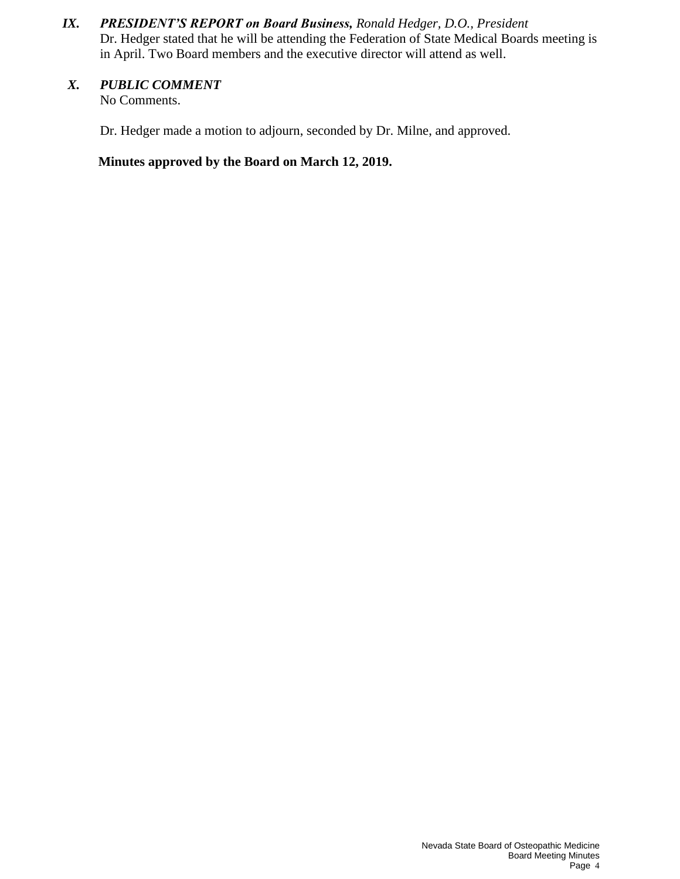***IX. PRESIDENT'S REPORT on Board Business,*** *Ronald Hedger, D.O., President*

Dr. Hedger stated that he will be attending the Federation of State Medical Boards meeting is in April. Two Board members and the executive director will attend as well.

***X. PUBLIC COMMENT***

No Comments.

Dr. Hedger made a motion to adjourn, seconded by Dr. Milne, and approved.

**Minutes approved by the Board on March 12, 2019.**